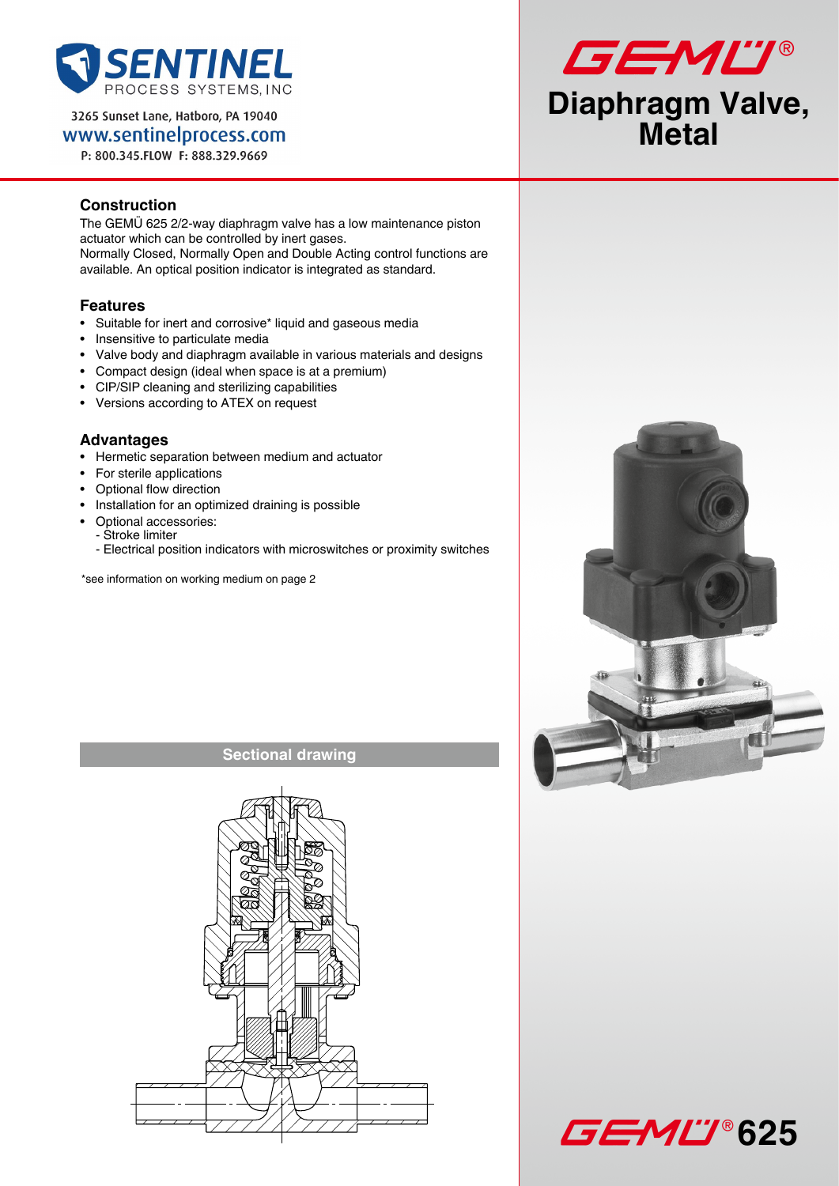SENTINEL PROCESS SYSTEMS, INC

3265 Sunset Lane, Hatboro, PA 19040
www.sentinelprocess.com
P: 800.345.FLOW F: 888.329.9669

GEMÜ®

# Diaphragm Valve, Metal

## Construction

The GEMÜ 625 2/2-way diaphragm valve has a low maintenance piston actuator which can be controlled by inert gases.
Normally Closed, Normally Open and Double Acting control functions are available. An optical position indicator is integrated as standard.

## Features

- Suitable for inert and corrosive* liquid and gaseous media
- Insensitive to particulate media
- Valve body and diaphragm available in various materials and designs
- Compact design (ideal when space is at a premium)
- CIP/SIP cleaning and sterilizing capabilities
- Versions according to ATEX on request

## Advantages

- Hermetic separation between medium and actuator
- For sterile applications
- Optional flow direction
- Installation for an optimized draining is possible
- Optional accessories:
  - Stroke limiter
  - Electrical position indicators with microswitches or proximity switches

*see information on working medium on page 2

## Sectional drawing

GEMÜ® 625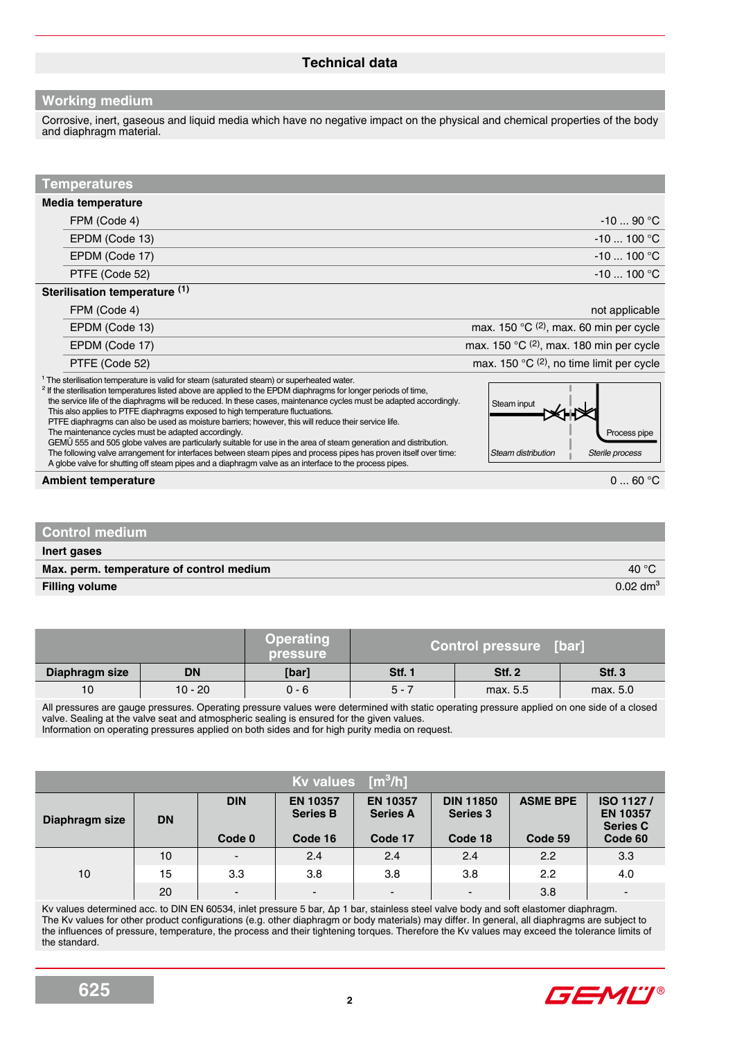# Technical data

## Working medium

Corrosive, inert, gaseous and liquid media which have no negative impact on the physical and chemical properties of the body and diaphragm material.

## Temperatures

**Media temperature**

| | |
|---|---|
| FPM (Code 4) | -10 ... 90 °C |
| EPDM (Code 13) | -10 ... 100 °C |
| EPDM (Code 17) | -10 ... 100 °C |
| PTFE (Code 52) | -10 ... 100 °C |

**Sterilisation temperature [1]**

| | |
|---|---|
| FPM (Code 4) | not applicable |
| EPDM (Code 13) | max. 150 °C [2], max. 60 min per cycle |
| EPDM (Code 17) | max. 150 °C [2], max. 180 min per cycle |
| PTFE (Code 52) | max. 150 °C [2], no time limit per cycle |

[1] The sterilisation temperature is valid for steam (saturated steam) or superheated water.
[2] If the sterilisation temperatures listed above are applied to the EPDM diaphragms for longer periods of time, the service life of the diaphragms will be reduced. In these cases, maintenance cycles must be adapted accordingly. This also applies to PTFE diaphragms exposed to high temperature fluctuations. PTFE diaphragms can also be used as moisture barriers; however, this will reduce their service life. The maintenance cycles must be adapted accordingly. GEMÜ 555 and 505 globe valves are particularly suitable for use in the area of steam generation and distribution. The following valve arrangement for interfaces between steam pipes and process pipes has proven itself over time: A globe valve for shutting off steam pipes and a diaphragm valve as an interface to the process pipes.

Steam input — Process pipe — Steam distribution — Sterile process

**Ambient temperature** 0 ... 60 °C

## Control medium

| | |
|---|---|
| **Inert gases** | |
| **Max. perm. temperature of control medium** | 40 °C |
| **Filling volume** | 0.02 dm³ |

| | | Operating pressure | Control pressure [bar] | | |
|---|---|---|---|---|---|
| **Diaphragm size** | **DN** | **[bar]** | **Stf. 1** | **Stf. 2** | **Stf. 3** |
| 10 | 10 - 20 | 0 - 6 | 5 - 7 | max. 5.5 | max. 5.0 |

All pressures are gauge pressures. Operating pressure values were determined with static operating pressure applied on one side of a closed valve. Sealing at the valve seat and atmospheric sealing is ensured for the given values.
Information on operating pressures applied on both sides and for high purity media on request.

| Kv values [m³/h] | | | | | | | |
|---|---|---|---|---|---|---|---|
| **Diaphragm size** | **DN** | **DIN Code 0** | **EN 10357 Series B Code 16** | **EN 10357 Series A Code 17** | **DIN 11850 Series 3 Code 18** | **ASME BPE Code 59** | **ISO 1127 / EN 10357 Series C Code 60** |
| 10 | 10 | - | 2.4 | 2.4 | 2.4 | 2.2 | 3.3 |
| | 15 | 3.3 | 3.8 | 3.8 | 3.8 | 2.2 | 4.0 |
| | 20 | - | - | - | - | 3.8 | - |

Kv values determined acc. to DIN EN 60534, inlet pressure 5 bar, Δp 1 bar, stainless steel valve body and soft elastomer diaphragm.
The Kv values for other product configurations (e.g. other diaphragm or body materials) may differ. In general, all diaphragms are subject to the influences of pressure, temperature, the process and their tightening torques. Therefore the Kv values may exceed the tolerance limits of the standard.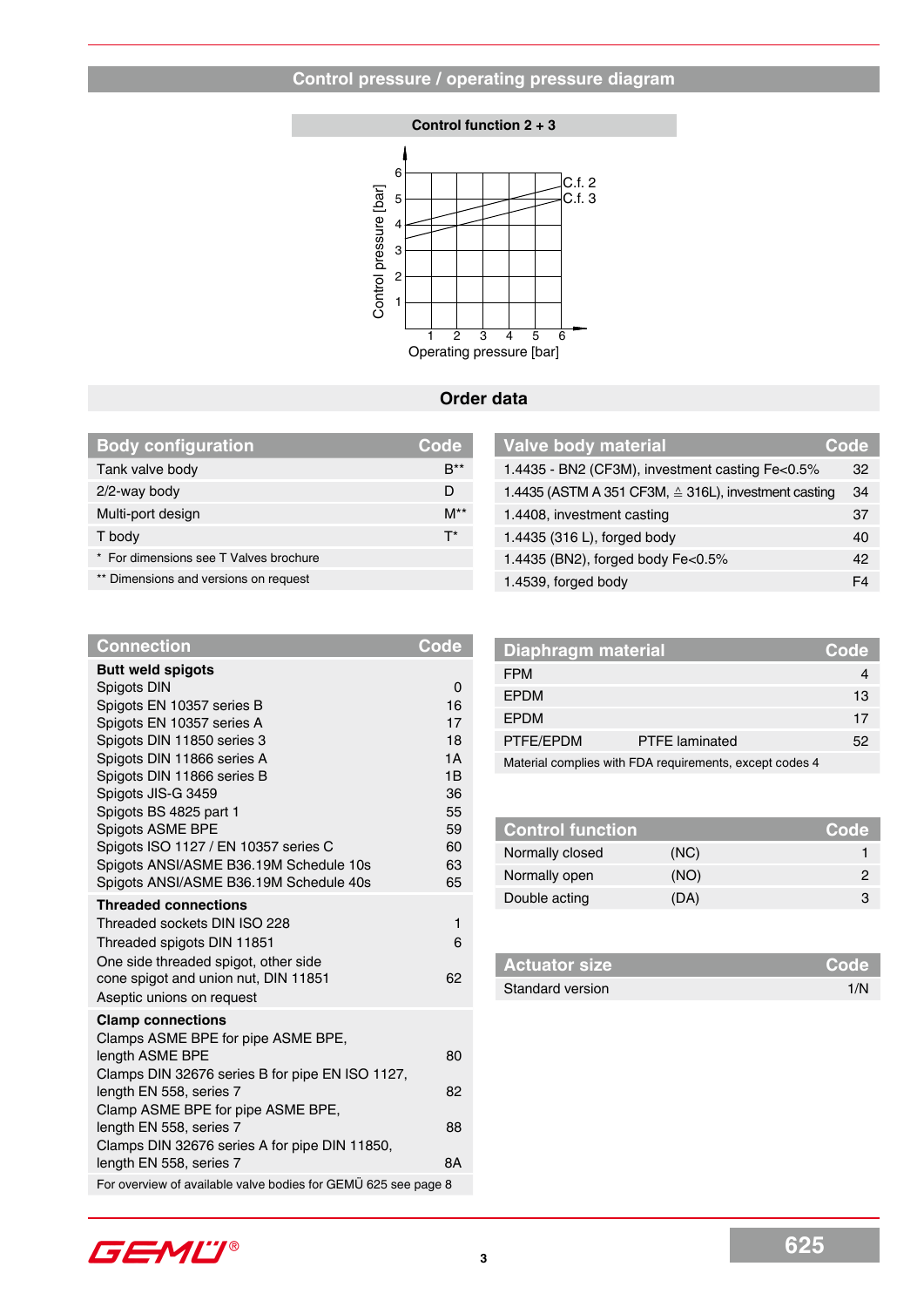## Control pressure / operating pressure diagram

**Control function 2 + 3**

Control pressure [bar] (y-axis: 1–6); Operating pressure [bar] (x-axis: 1–6); C.f. 2; C.f. 3

## Order data

| Body configuration | Code |
|---|---|
| Tank valve body | B** |
| 2/2-way body | D |
| Multi-port design | M** |
| T body | T* |
| * For dimensions see T Valves brochure | |
| ** Dimensions and versions on request | |

| Valve body material | Code |
|---|---|
| 1.4435 - BN2 (CF3M), investment casting Fe<0.5% | 32 |
| 1.4435 (ASTM A 351 CF3M, ≙ 316L), investment casting | 34 |
| 1.4408, investment casting | 37 |
| 1.4435 (316 L), forged body | 40 |
| 1.4435 (BN2), forged body Fe<0.5% | 42 |
| 1.4539, forged body | F4 |

| Connection | Code |
|---|---|
| **Butt weld spigots** | |
| Spigots DIN | 0 |
| Spigots EN 10357 series B | 16 |
| Spigots EN 10357 series A | 17 |
| Spigots DIN 11850 series 3 | 18 |
| Spigots DIN 11866 series A | 1A |
| Spigots DIN 11866 series B | 1B |
| Spigots JIS-G 3459 | 36 |
| Spigots BS 4825 part 1 | 55 |
| Spigots ASME BPE | 59 |
| Spigots ISO 1127 / EN 10357 series C | 60 |
| Spigots ANSI/ASME B36.19M Schedule 10s | 63 |
| Spigots ANSI/ASME B36.19M Schedule 40s | 65 |
| **Threaded connections** | |
| Threaded sockets DIN ISO 228 | 1 |
| Threaded spigots DIN 11851 | 6 |
| One side threaded spigot, other side cone spigot and union nut, DIN 11851 | 62 |
| Aseptic unions on request | |
| **Clamp connections** | |
| Clamps ASME BPE for pipe ASME BPE, length ASME BPE | 80 |
| Clamps DIN 32676 series B for pipe EN ISO 1127, length EN 558, series 7 | 82 |
| Clamp ASME BPE for pipe ASME BPE, length EN 558, series 7 | 88 |
| Clamps DIN 32676 series A for pipe DIN 11850, length EN 558, series 7 | 8A |
| For overview of available valve bodies for GEMÜ 625 see page 8 | |

| Diaphragm material | | Code |
|---|---|---|
| FPM | | 4 |
| EPDM | | 13 |
| EPDM | | 17 |
| PTFE/EPDM | PTFE laminated | 52 |
| Material complies with FDA requirements, except codes 4 | | |

| Control function | | Code |
|---|---|---|
| Normally closed | (NC) | 1 |
| Normally open | (NO) | 2 |
| Double acting | (DA) | 3 |

| Actuator size | Code |
|---|---|
| Standard version | 1/N |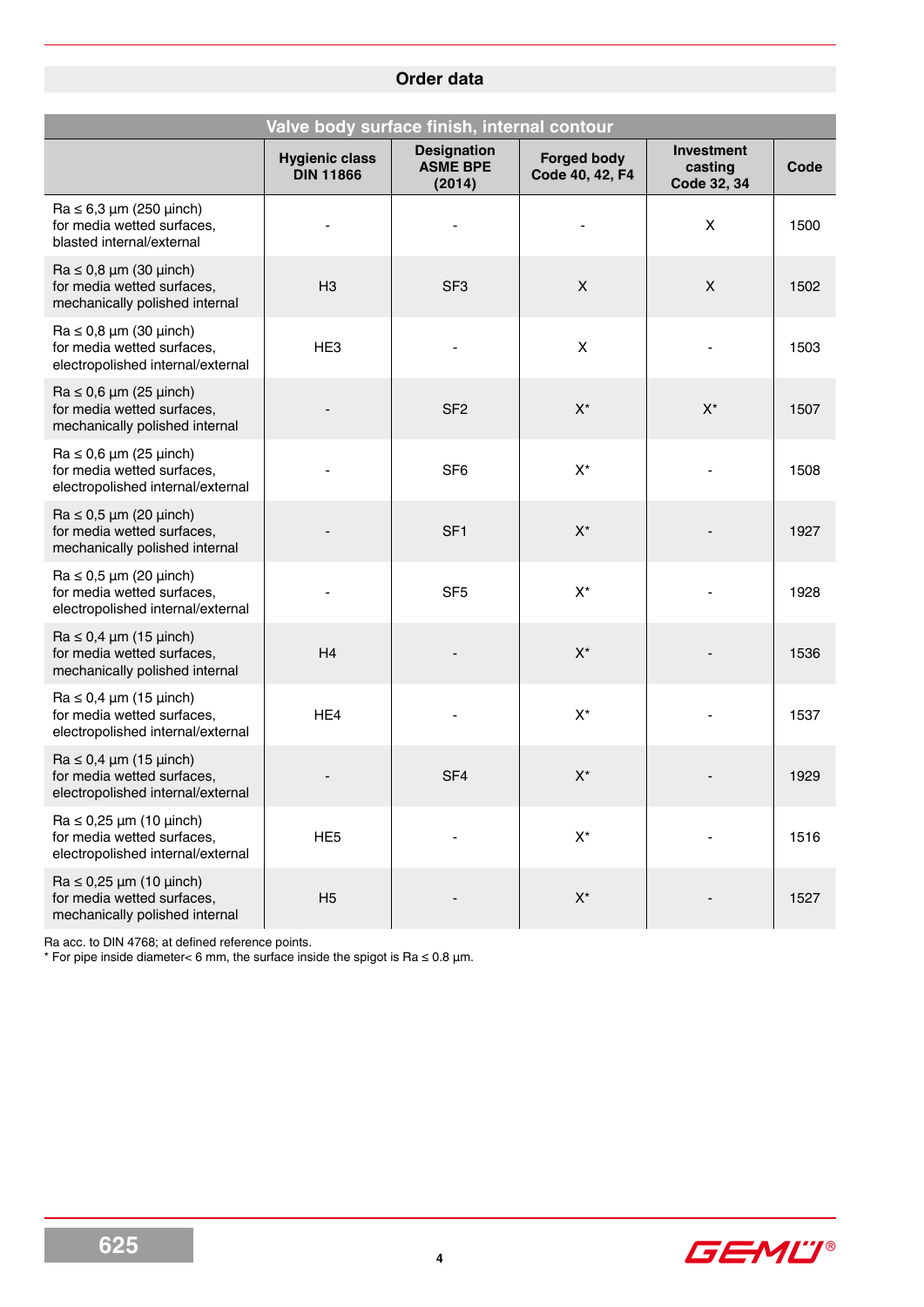## Order data

| Valve body surface finish, internal contour | | | | | |
|---|---|---|---|---|---|
| | **Hygienic class DIN 11866** | **Designation ASME BPE (2014)** | **Forged body Code 40, 42, F4** | **Investment casting Code 32, 34** | **Code** |
| Ra ≤ 6,3 µm (250 µinch) for media wetted surfaces, blasted internal/external | - | - | - | X | 1500 |
| Ra ≤ 0,8 µm (30 µinch) for media wetted surfaces, mechanically polished internal | H3 | SF3 | X | X | 1502 |
| Ra ≤ 0,8 µm (30 µinch) for media wetted surfaces, electropolished internal/external | HE3 | - | X | - | 1503 |
| Ra ≤ 0,6 µm (25 µinch) for media wetted surfaces, mechanically polished internal | - | SF2 | X* | X* | 1507 |
| Ra ≤ 0,6 µm (25 µinch) for media wetted surfaces, electropolished internal/external | - | SF6 | X* | - | 1508 |
| Ra ≤ 0,5 µm (20 µinch) for media wetted surfaces, mechanically polished internal | - | SF1 | X* | - | 1927 |
| Ra ≤ 0,5 µm (20 µinch) for media wetted surfaces, electropolished internal/external | - | SF5 | X* | - | 1928 |
| Ra ≤ 0,4 µm (15 µinch) for media wetted surfaces, mechanically polished internal | H4 | - | X* | - | 1536 |
| Ra ≤ 0,4 µm (15 µinch) for media wetted surfaces, electropolished internal/external | HE4 | - | X* | - | 1537 |
| Ra ≤ 0,4 µm (15 µinch) for media wetted surfaces, electropolished internal/external | - | SF4 | X* | - | 1929 |
| Ra ≤ 0,25 µm (10 µinch) for media wetted surfaces, electropolished internal/external | HE5 | - | X* | - | 1516 |
| Ra ≤ 0,25 µm (10 µinch) for media wetted surfaces, mechanically polished internal | H5 | - | X* | - | 1527 |

Ra acc. to DIN 4768; at defined reference points.
* For pipe inside diameter< 6 mm, the surface inside the spigot is Ra ≤ 0.8 µm.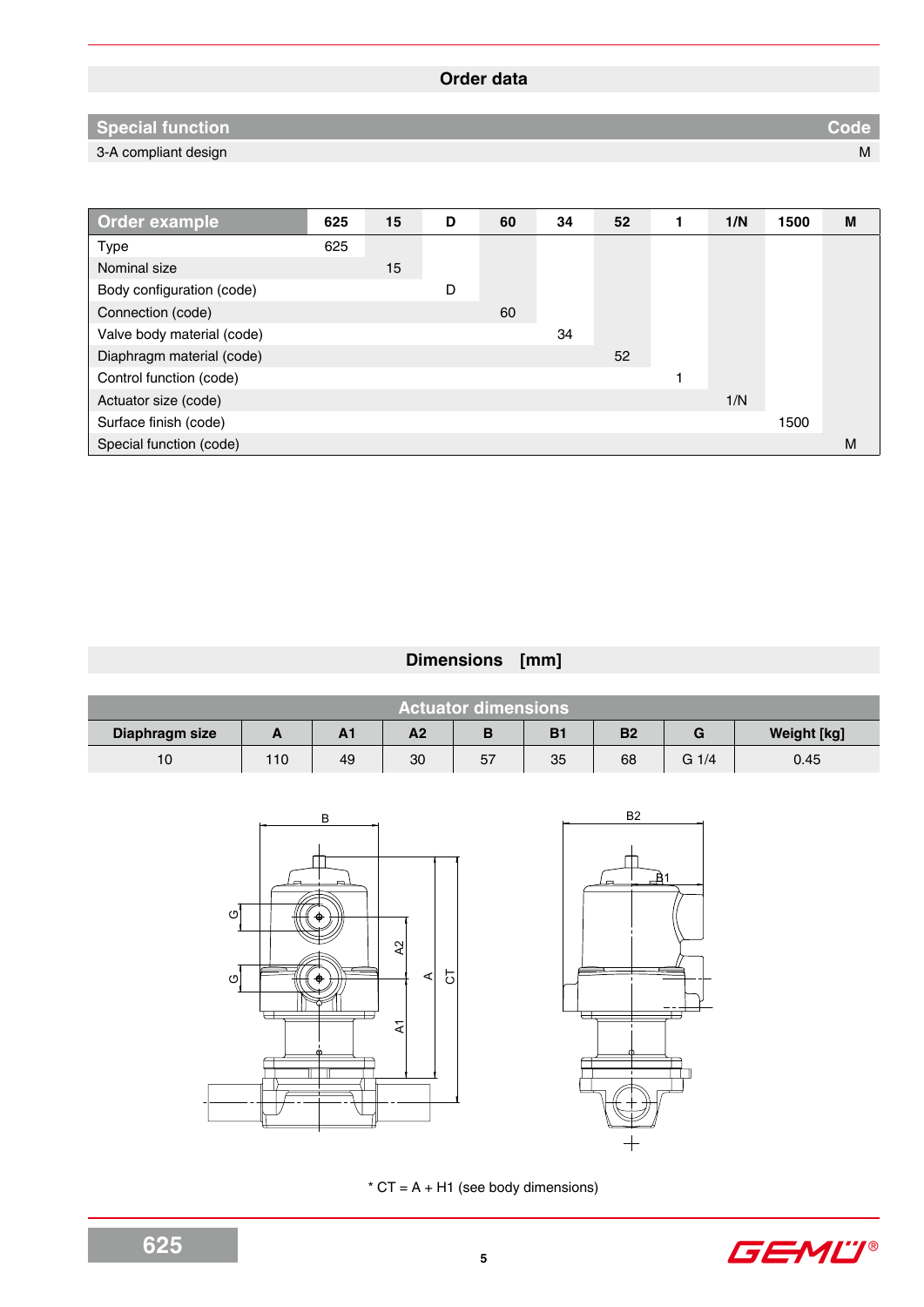## Order data

| Special function | Code |
|---|---|
| 3-A compliant design | M |

| Order example | 625 | 15 | D | 60 | 34 | 52 | 1 | 1/N | 1500 | M |
|---|---|---|---|---|---|---|---|---|---|---|
| Type | 625 | | | | | | | | | |
| Nominal size | | 15 | | | | | | | | |
| Body configuration (code) | | | D | | | | | | | |
| Connection (code) | | | | 60 | | | | | | |
| Valve body material (code) | | | | | 34 | | | | | |
| Diaphragm material (code) | | | | | | 52 | | | | |
| Control function (code) | | | | | | | 1 | | | |
| Actuator size (code) | | | | | | | | 1/N | | |
| Surface finish (code) | | | | | | | | | 1500 | |
| Special function (code) | | | | | | | | | | M |

## Dimensions [mm]

| Actuator dimensions | | | | | | | | |
|---|---|---|---|---|---|---|---|---|
| Diaphragm size | A | A1 | A2 | B | B1 | B2 | G | Weight [kg] |
| 10 | 110 | 49 | 30 | 57 | 35 | 68 | G 1/4 | 0.45 |

* CT = A + H1 (see body dimensions)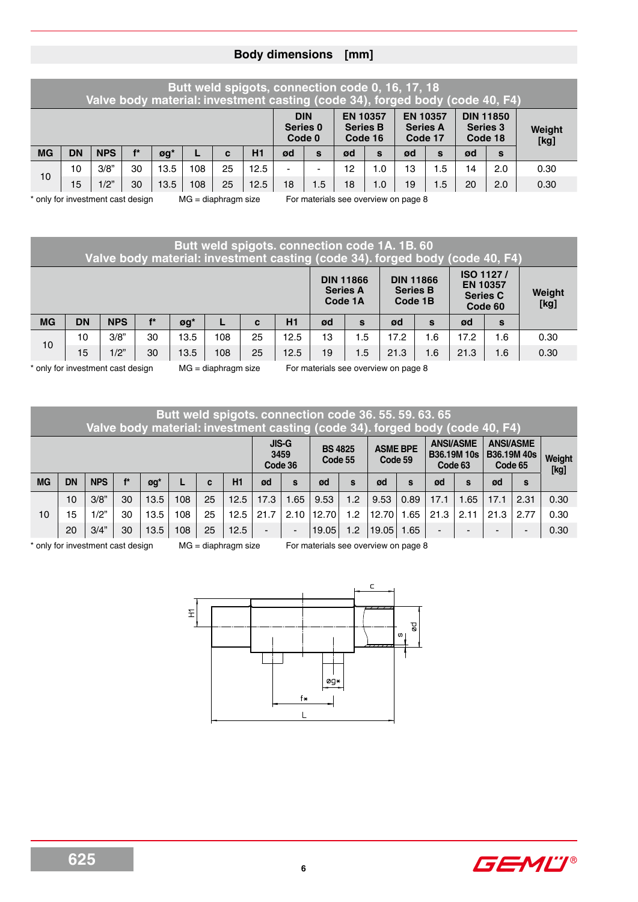## Body dimensions [mm]

**Butt weld spigots, connection code 0, 16, 17, 18**
**Valve body material: investment casting (code 34), forged body (code 40, F4)**

| | | | | | | | | DIN Series 0 Code 0 | | EN 10357 Series B Code 16 | | EN 10357 Series A Code 17 | | DIN 11850 Series 3 Code 18 | | Weight [kg] |
|---|---|---|---|---|---|---|---|---|---|---|---|---|---|---|---|---|
| MG | DN | NPS | f* | øg* | L | c | H1 | ød | s | ød | s | ød | s | ød | s | |
| 10 | 10 | 3/8" | 30 | 13.5 | 108 | 25 | 12.5 | - | - | 12 | 1.0 | 13 | 1.5 | 14 | 2.0 | 0.30 |
| | 15 | 1/2" | 30 | 13.5 | 108 | 25 | 12.5 | 18 | 1.5 | 18 | 1.0 | 19 | 1.5 | 20 | 2.0 | 0.30 |

\* only for investment cast design MG = diaphragm size For materials see overview on page 8

**Butt weld spigots. connection code 1A. 1B. 60**
**Valve body material: investment casting (code 34). forged body (code 40, F4)**

| | | | | | | | | DIN 11866 Series A Code 1A | | DIN 11866 Series B Code 1B | | ISO 1127 / EN 10357 Series C Code 60 | | Weight [kg] |
|---|---|---|---|---|---|---|---|---|---|---|---|---|---|---|
| MG | DN | NPS | f* | øg* | L | c | H1 | ød | s | ød | s | ød | s | |
| 10 | 10 | 3/8" | 30 | 13.5 | 108 | 25 | 12.5 | 13 | 1.5 | 17.2 | 1.6 | 17.2 | 1.6 | 0.30 |
| | 15 | 1/2" | 30 | 13.5 | 108 | 25 | 12.5 | 19 | 1.5 | 21.3 | 1.6 | 21.3 | 1.6 | 0.30 |

\* only for investment cast design MG = diaphragm size For materials see overview on page 8

**Butt weld spigots. connection code 36. 55. 59. 63. 65**
**Valve body material: investment casting (code 34). forged body (code 40, F4)**

| | | | | | | | | JIS-G 3459 Code 36 | | BS 4825 Code 55 | | ASME BPE Code 59 | | ANSI/ASME B36.19M 10s Code 63 | | ANSI/ASME B36.19M 40s Code 65 | | Weight [kg] |
|---|---|---|---|---|---|---|---|---|---|---|---|---|---|---|---|---|---|---|
| MG | DN | NPS | f* | øg* | L | c | H1 | ød | s | ød | s | ød | s | ød | s | ød | s | |
| 10 | 10 | 3/8" | 30 | 13.5 | 108 | 25 | 12.5 | 17.3 | 1.65 | 9.53 | 1.2 | 9.53 | 0.89 | 17.1 | 1.65 | 17.1 | 2.31 | 0.30 |
| | 15 | 1/2" | 30 | 13.5 | 108 | 25 | 12.5 | 21.7 | 2.10 | 12.70 | 1.2 | 12.70 | 1.65 | 21.3 | 2.11 | 21.3 | 2.77 | 0.30 |
| | 20 | 3/4" | 30 | 13.5 | 108 | 25 | 12.5 | - | - | 19.05 | 1.2 | 19.05 | 1.65 | - | - | - | - | 0.30 |

\* only for investment cast design MG = diaphragm size For materials see overview on page 8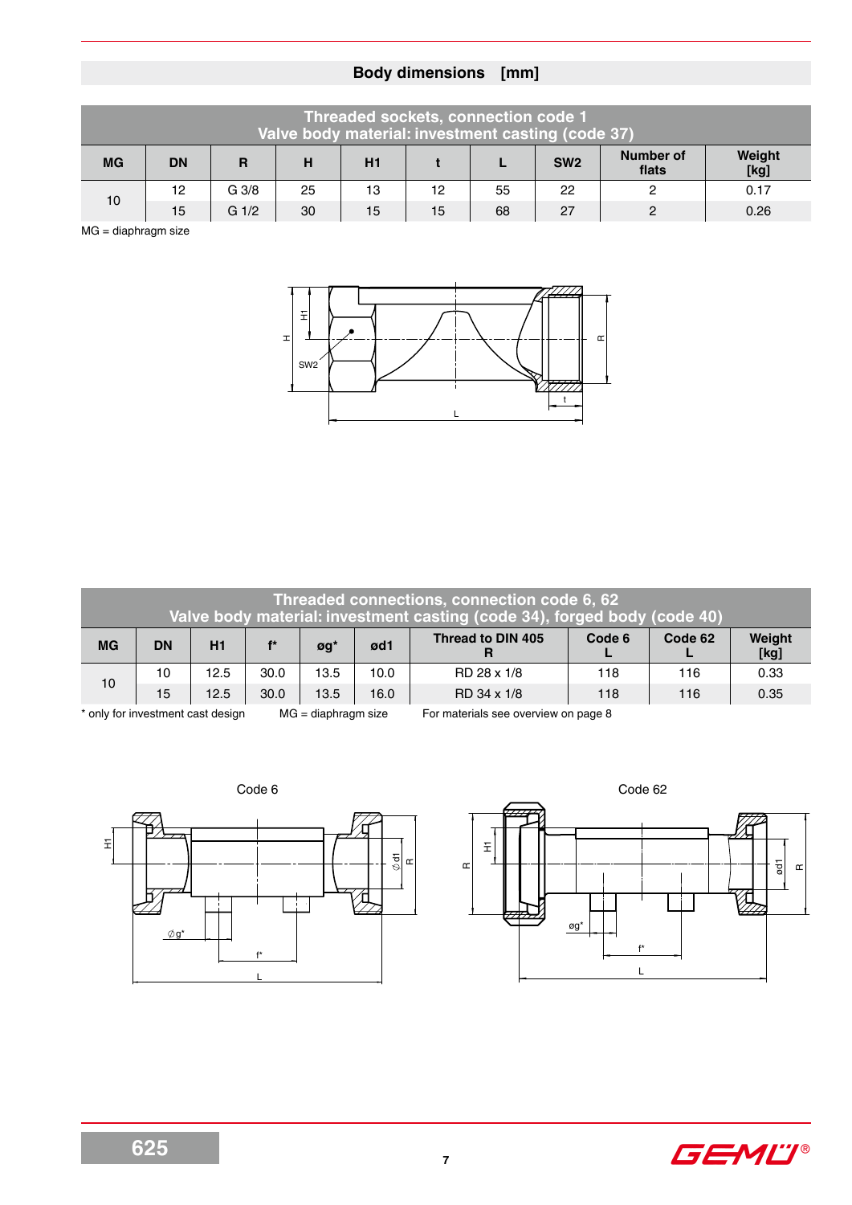## Body dimensions [mm]

| Threaded sockets, connection code 1<br>Valve body material: investment casting (code 37) | | | | | | | | | |
|---|---|---|---|---|---|---|---|---|---|
| MG | DN | R | H | H1 | t | L | SW2 | Number of flats | Weight [kg] |
| 10 | 12 | G 3/8 | 25 | 13 | 12 | 55 | 22 | 2 | 0.17 |
| | 15 | G 1/2 | 30 | 15 | 15 | 68 | 27 | 2 | 0.26 |

MG = diaphragm size

| Threaded connections, connection code 6, 62<br>Valve body material: investment casting (code 34), forged body (code 40) | | | | | | | | | |
|---|---|---|---|---|---|---|---|---|---|
| MG | DN | H1 | f* | øg* | ød1 | Thread to DIN 405 R | Code 6 L | Code 62 L | Weight [kg] |
| 10 | 10 | 12.5 | 30.0 | 13.5 | 10.0 | RD 28 x 1/8 | 118 | 116 | 0.33 |
| | 15 | 12.5 | 30.0 | 13.5 | 16.0 | RD 34 x 1/8 | 118 | 116 | 0.35 |

\* only for investment cast design    MG = diaphragm size    For materials see overview on page 8

Code 6

Code 62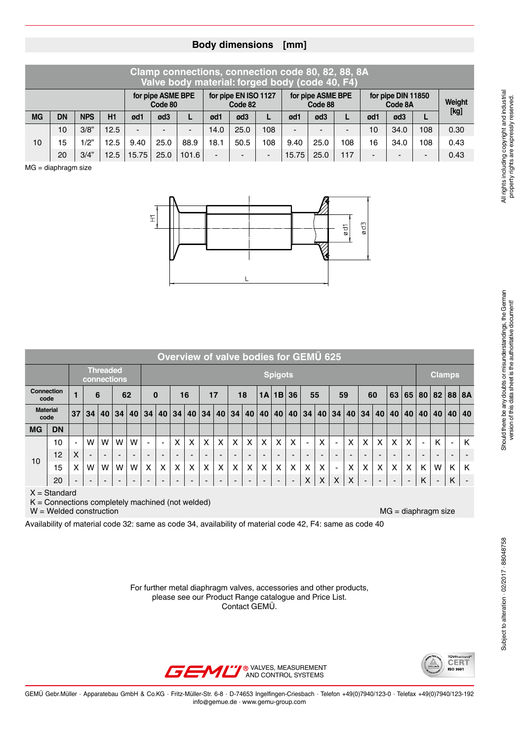## Body dimensions [mm]

| Clamp connections, connection code 80, 82, 88, 8A<br>Valve body material: forged body (code 40, F4) | | | | | | | | | | | | | | | | |
|---|---|---|---|---|---|---|---|---|---|---|---|---|---|---|---|---|
| | | | | for pipe ASME BPE<br>Code 80 | | | for pipe EN ISO 1127<br>Code 82 | | | for pipe ASME BPE<br>Code 88 | | | for pipe DIN 11850<br>Code 8A | | | Weight<br>[kg] |
| MG | DN | NPS | H1 | ød1 | ød3 | L | ød1 | ød3 | L | ød1 | ød3 | L | ød1 | ød3 | L | |
| 10 | 10 | 3/8" | 12.5 | - | - | - | 14.0 | 25.0 | 108 | - | - | - | 10 | 34.0 | 108 | 0.30 |
| | 15 | 1/2" | 12.5 | 9.40 | 25.0 | 88.9 | 18.1 | 50.5 | 108 | 9.40 | 25.0 | 108 | 16 | 34.0 | 108 | 0.43 |
| | 20 | 3/4" | 12.5 | 15.75 | 25.0 | 101.6 | - | - | - | 15.75 | 25.0 | 117 | - | - | - | 0.43 |

MG = diaphragm size

H1

ø d1

ø d3

L

| Overview of valve bodies for GEMÜ 625 | | | | | | | | | | | | | | | | | | | | | | | | | | | | | |
|---|---|---|---|---|---|---|---|---|---|---|---|---|---|---|---|---|---|---|---|---|---|---|---|---|---|---|---|---|---|
| | | Threaded connections | | | | | Spigots | | | | | | | | | | | | | | | | | | | Clamps | | | |
| Connection code | | 1 | 6 | | 62 | | 0 | | 16 | | 17 | | 18 | | 1A | 1B | 36 | 55 | | 59 | | 60 | | 63 | 65 | 80 | 82 | 88 | 8A |
| Material code | | 37 | 34 | 40 | 34 | 40 | 34 | 40 | 34 | 40 | 34 | 40 | 34 | 40 | 40 | 40 | 40 | 34 | 40 | 34 | 40 | 34 | 40 | 40 | 40 | 40 | 40 | 40 | 40 |
| MG | DN | | | | | | | | | | | | | | | | | | | | | | | | | | | | |
| 10 | 10 | - | W | W | W | W | - | - | X | X | X | X | X | X | X | X | X | - | X | - | X | X | X | X | X | - | K | - | K |
| | 12 | X | - | - | - | - | - | - | - | - | - | - | - | - | - | - | - | - | - | - | - | - | - | - | - | - | - | - | - |
| | 15 | X | W | W | W | W | X | X | X | X | X | X | X | X | X | X | X | X | X | - | X | X | X | X | X | K | W | K | K |
| | 20 | - | - | - | - | - | - | - | - | - | - | - | - | - | - | - | - | X | X | X | X | - | - | - | - | K | - | K | - |

X = Standard
K = Connections completely machined (not welded)
W = Welded construction

MG = diaphragm size

Availability of material code 32: same as code 34, availability of material code 42, F4: same as code 40

For further metal diaphragm valves, accessories and other products, please see our Product Range catalogue and Price List. Contact GEMÜ.

GEMÜ® VALVES, MEASUREMENT AND CONTROL SYSTEMS

GEMÜ Gebr.Müller · Apparatebau GmbH & Co.KG · Fritz-Müller-Str. 6-8 · D-74653 Ingelfingen-Criesbach · Telefon +49(0)7940/123-0 · Telefax +49(0)7940/123-192
info@gemue.de · www.gemu-group.com

All rights including copyright and industrial property rights are expressly reserved.

Should there be any doubts or misunderstandings, the German version of this data sheet is the authoritative document!

Subject to alteration · 02/2017 · 88048758